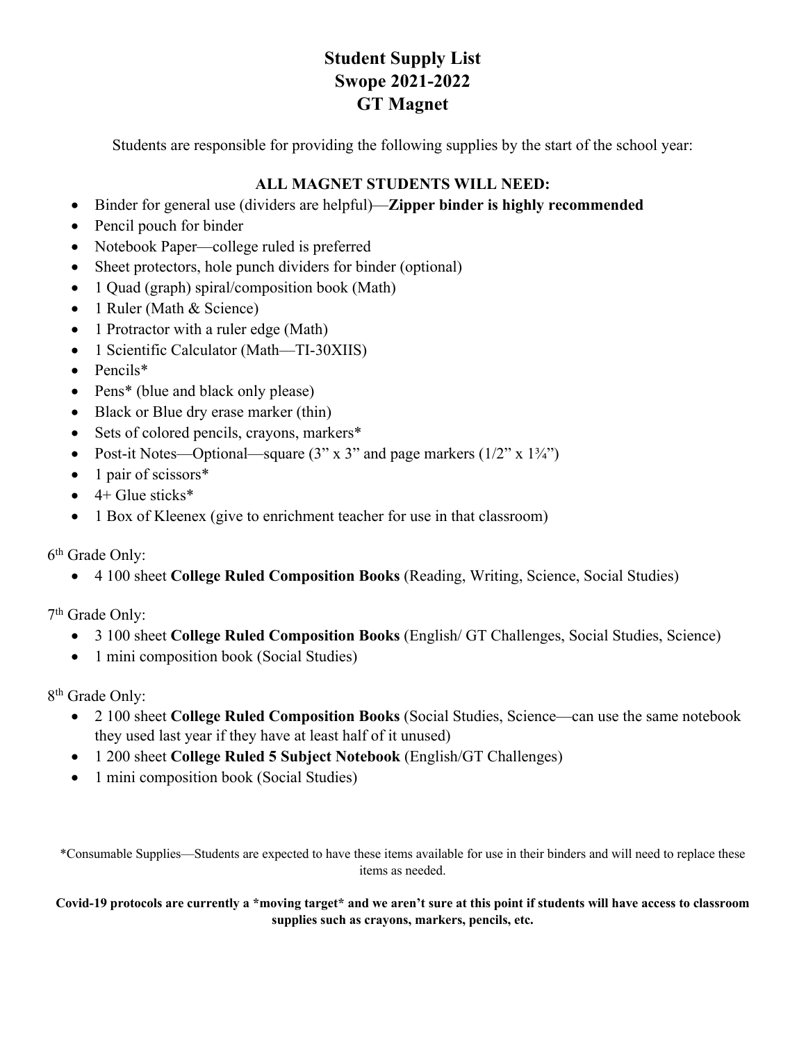# Student Supply List
# Swope 2021-2022
# GT Magnet

Students are responsible for providing the following supplies by the start of the school year:

**ALL MAGNET STUDENTS WILL NEED:**

- Binder for general use (dividers are helpful)—**Zipper binder is highly recommended**
- Pencil pouch for binder
- Notebook Paper—college ruled is preferred
- Sheet protectors, hole punch dividers for binder (optional)
- 1 Quad (graph) spiral/composition book (Math)
- 1 Ruler (Math & Science)
- 1 Protractor with a ruler edge (Math)
- 1 Scientific Calculator (Math—TI-30XIIS)
- Pencils*
- Pens* (blue and black only please)
- Black or Blue dry erase marker (thin)
- Sets of colored pencils, crayons, markers*
- Post-it Notes—Optional—square (3" x 3" and page markers (1/2" x 1¾")
- 1 pair of scissors*
- 4+ Glue sticks*
- 1 Box of Kleenex (give to enrichment teacher for use in that classroom)

6th Grade Only:

- 4 100 sheet **College Ruled Composition Books** (Reading, Writing, Science, Social Studies)

7th Grade Only:

- 3 100 sheet **College Ruled Composition Books** (English/ GT Challenges, Social Studies, Science)
- 1 mini composition book (Social Studies)

8th Grade Only:

- 2 100 sheet **College Ruled Composition Books** (Social Studies, Science—can use the same notebook they used last year if they have at least half of it unused)
- 1 200 sheet **College Ruled 5 Subject Notebook** (English/GT Challenges)
- 1 mini composition book (Social Studies)

*Consumable Supplies—Students are expected to have these items available for use in their binders and will need to replace these items as needed.

**Covid-19 protocols are currently a \*moving target\* and we aren't sure at this point if students will have access to classroom supplies such as crayons, markers, pencils, etc.**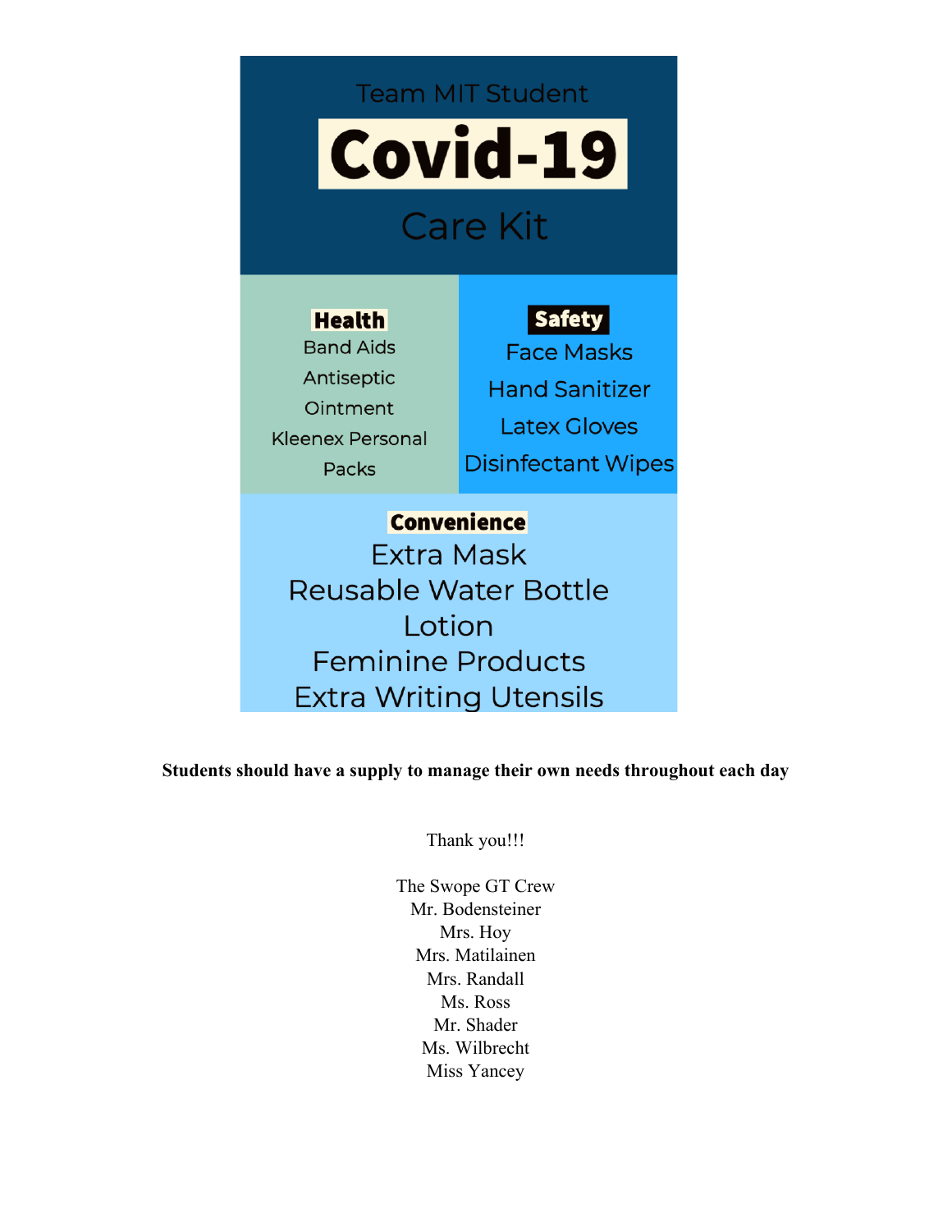Team MIT Student

# Covid-19

## Care Kit

### Health

Band Aids
Antiseptic
Ointment
Kleenex Personal
Packs

### Safety

Face Masks
Hand Sanitizer
Latex Gloves
Disinfectant Wipes

### Convenience

Extra Mask
Reusable Water Bottle
Lotion
Feminine Products
Extra Writing Utensils

**Students should have a supply to manage their own needs throughout each day**

Thank you!!!

The Swope GT Crew
Mr. Bodensteiner
Mrs. Hoy
Mrs. Matilainen
Mrs. Randall
Ms. Ross
Mr. Shader
Ms. Wilbrecht
Miss Yancey